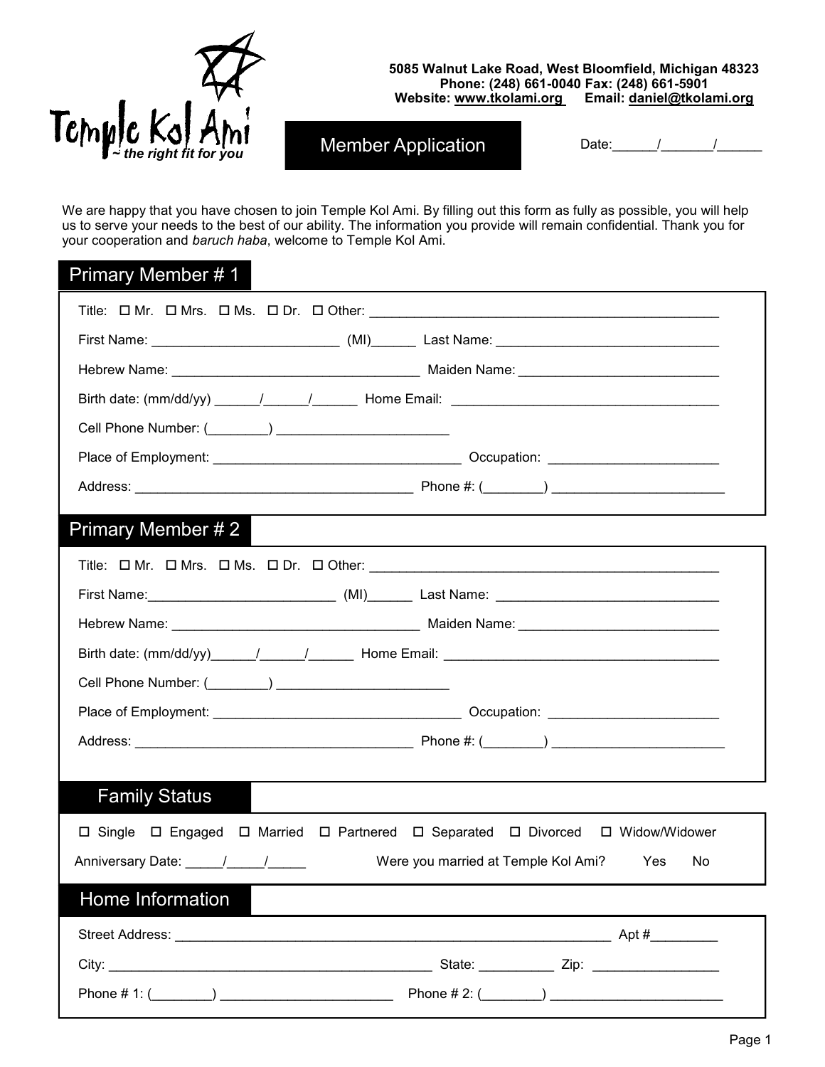Temple Kol Ami
~ the right fit for you

**5085 Walnut Lake Road, West Bloomfield, Michigan 48323**
**Phone: (248) 661-0040 Fax: (248) 661-5901**
**Website: www.tkolami.org Email: daniel@tkolami.org**

# Member Application

Date:______/_______/______

We are happy that you have chosen to join Temple Kol Ami. By filling out this form as fully as possible, you will help us to serve your needs to the best of our ability. The information you provide will remain confidential. Thank you for your cooperation and *baruch haba*, welcome to Temple Kol Ami.

## Primary Member # 1

Title: ☐ Mr. ☐ Mrs. ☐ Ms. ☐ Dr. ☐ Other: ________________________________________________

First Name: _________________________ (MI)______ Last Name: ______________________________

Hebrew Name: _________________________________ Maiden Name: ___________________________

Birth date: (mm/dd/yy) ______/______/______ Home Email: ____________________________________

Cell Phone Number: (________) _______________________

Place of Employment: _________________________________ Occupation: ______________________

Address: _____________________________________ Phone #: (________) _______________________

## Primary Member # 2

Title: ☐ Mr. ☐ Mrs. ☐ Ms. ☐ Dr. ☐ Other: ________________________________________________

First Name:_________________________ (MI)______ Last Name: ______________________________

Hebrew Name: _________________________________ Maiden Name: ___________________________

Birth date: (mm/dd/yy)______/______/______ Home Email: _____________________________________

Cell Phone Number: (________) _______________________

Place of Employment: _________________________________ Occupation: ______________________

Address: _____________________________________ Phone #: (________) _______________________

## Family Status

☐ Single ☐ Engaged ☐ Married ☐ Partnered ☐ Separated ☐ Divorced ☐ Widow/Widower

Anniversary Date: _____/_____/_____ Were you married at Temple Kol Ami? Yes No

## Home Information

Street Address: ___________________________________________________________ Apt #_________

City: ____________________________________________ State: __________ Zip: _________________

Phone # 1: (________) _______________________ Phone # 2: (________) _______________________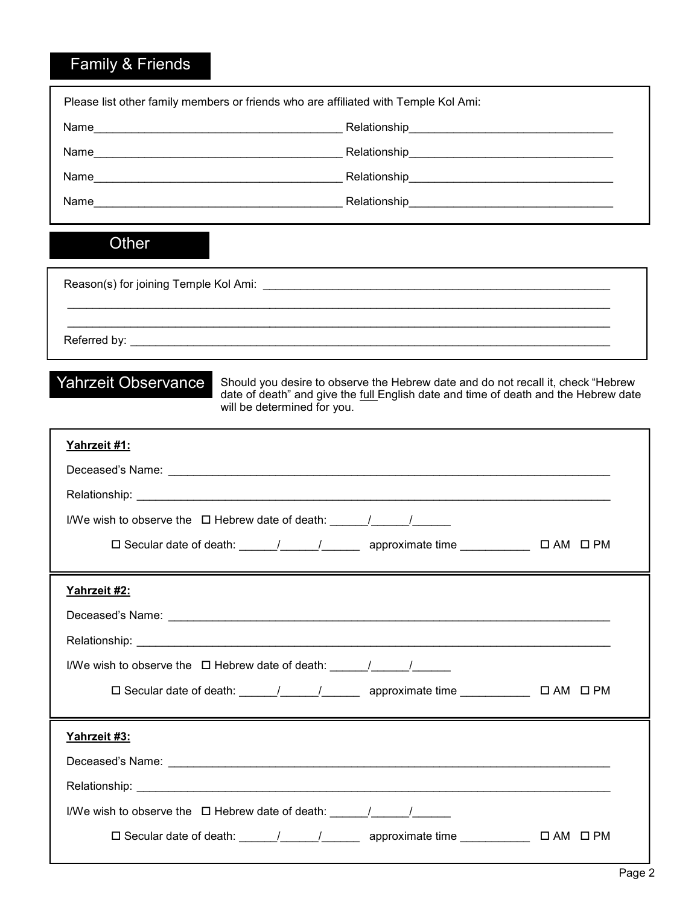## Family & Friends

Please list other family members or friends who are affiliated with Temple Kol Ami:

Name_______________________________________ Relationship_______________________________

Name_______________________________________ Relationship_______________________________

Name_______________________________________ Relationship_______________________________

Name_______________________________________ Relationship_______________________________

## Other

Reason(s) for joining Temple Kol Ami: _______________________________________________________

_____________________________________________________________________________________

_____________________________________________________________________________________

Referred by: __________________________________________________________________________

## Yahrzeit Observance

Should you desire to observe the Hebrew date and do not recall it, check "Hebrew date of death" and give the full English date and time of death and the Hebrew date will be determined for you.

**Yahrzeit #1:**

Deceased's Name: ____________________________________________________________________

Relationship: _______________________________________________________________________

I/We wish to observe the ☐ Hebrew date of death: ______/______/______

☐ Secular date of death: ______/______/______ approximate time ___________ ☐ AM ☐ PM

**Yahrzeit #2:**

Deceased's Name: ____________________________________________________________________

Relationship: _______________________________________________________________________

I/We wish to observe the ☐ Hebrew date of death: ______/______/______

☐ Secular date of death: ______/______/______ approximate time ___________ ☐ AM ☐ PM

**Yahrzeit #3:**

Deceased's Name: ____________________________________________________________________

Relationship: _______________________________________________________________________

I/We wish to observe the ☐ Hebrew date of death: ______/______/______

☐ Secular date of death: ______/______/______ approximate time ___________ ☐ AM ☐ PM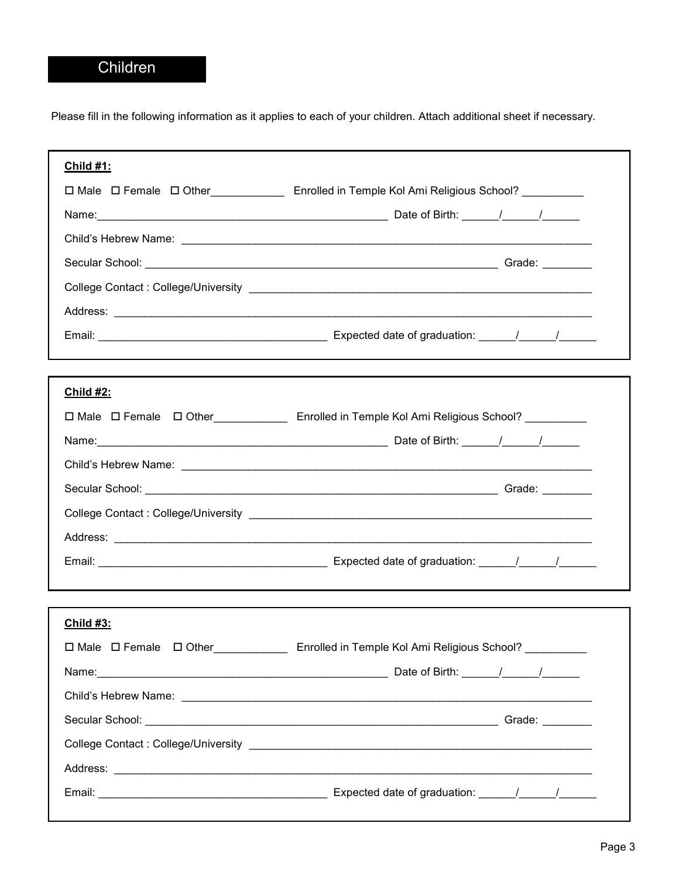## Children

Please fill in the following information as it applies to each of your children. Attach additional sheet if necessary.

**Child #1:**

☐ Male ☐ Female ☐ Other____________ Enrolled in Temple Kol Ami Religious School? __________

Name:_______________________________________________ Date of Birth: ______/______/______

Child's Hebrew Name: _____________________________________________________________________

Secular School: ______________________________________________________ Grade: ________

College Contact : College/University ____________________________________________________

Address: _________________________________________________________________________

Email: ____________________________________ Expected date of graduation: ______/______/______

**Child #2:**

☐ Male ☐ Female ☐ Other____________ Enrolled in Temple Kol Ami Religious School? __________

Name:_______________________________________________ Date of Birth: ______/______/______

Child's Hebrew Name: _____________________________________________________________________

Secular School: ______________________________________________________ Grade: ________

College Contact : College/University ____________________________________________________

Address: _________________________________________________________________________

Email: ____________________________________ Expected date of graduation: ______/______/______

**Child #3:**

☐ Male ☐ Female ☐ Other____________ Enrolled in Temple Kol Ami Religious School? __________

Name:_______________________________________________ Date of Birth: ______/______/______

Child's Hebrew Name: _____________________________________________________________________

Secular School: ______________________________________________________ Grade: ________

College Contact : College/University ____________________________________________________

Address: _________________________________________________________________________

Email: ____________________________________ Expected date of graduation: ______/______/______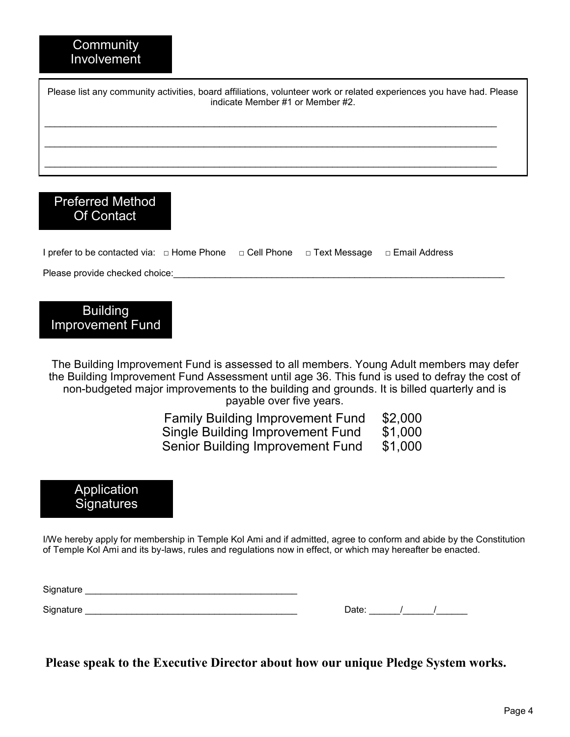## Community Involvement

Please list any community activities, board affiliations, volunteer work or related experiences you have had. Please indicate Member #1 or Member #2.

\_\_\_\_\_\_\_\_\_\_\_\_\_\_\_\_\_\_\_\_\_\_\_\_\_\_\_\_\_\_\_\_\_\_\_\_\_\_\_\_\_\_\_\_\_\_\_\_\_\_\_\_\_\_\_\_\_\_\_\_\_\_\_\_\_\_\_\_\_\_\_\_\_\_\_\_\_\_

\_\_\_\_\_\_\_\_\_\_\_\_\_\_\_\_\_\_\_\_\_\_\_\_\_\_\_\_\_\_\_\_\_\_\_\_\_\_\_\_\_\_\_\_\_\_\_\_\_\_\_\_\_\_\_\_\_\_\_\_\_\_\_\_\_\_\_\_\_\_\_\_\_\_\_\_\_\_

\_\_\_\_\_\_\_\_\_\_\_\_\_\_\_\_\_\_\_\_\_\_\_\_\_\_\_\_\_\_\_\_\_\_\_\_\_\_\_\_\_\_\_\_\_\_\_\_\_\_\_\_\_\_\_\_\_\_\_\_\_\_\_\_\_\_\_\_\_\_\_\_\_\_\_\_\_\_

## Preferred Method Of Contact

I prefer to be contacted via: □ Home Phone □ Cell Phone □ Text Message □ Email Address

Please provide checked choice:\_\_\_\_\_\_\_\_\_\_\_\_\_\_\_\_\_\_\_\_\_\_\_\_\_\_\_\_\_\_\_\_\_\_\_\_\_\_\_\_\_\_\_\_\_\_\_\_\_\_\_\_\_\_\_\_

## Building Improvement Fund

The Building Improvement Fund is assessed to all members. Young Adult members may defer the Building Improvement Fund Assessment until age 36. This fund is used to defray the cost of non-budgeted major improvements to the building and grounds. It is billed quarterly and is payable over five years.

| | |
|---|---|
| Family Building Improvement Fund | $2,000 |
| Single Building Improvement Fund | $1,000 |
| Senior Building Improvement Fund | $1,000 |

## Application Signatures

I/We hereby apply for membership in Temple Kol Ami and if admitted, agree to conform and abide by the Constitution of Temple Kol Ami and its by-laws, rules and regulations now in effect, or which may hereafter be enacted.

Signature \_\_\_\_\_\_\_\_\_\_\_\_\_\_\_\_\_\_\_\_\_\_\_\_\_\_\_\_\_\_\_\_\_\_\_\_\_\_\_\_

Signature \_\_\_\_\_\_\_\_\_\_\_\_\_\_\_\_\_\_\_\_\_\_\_\_\_\_\_\_\_\_\_\_\_\_\_\_\_\_\_\_ Date: \_\_\_\_\_\_/\_\_\_\_\_\_/\_\_\_\_\_\_

**Please speak to the Executive Director about how our unique Pledge System works.**